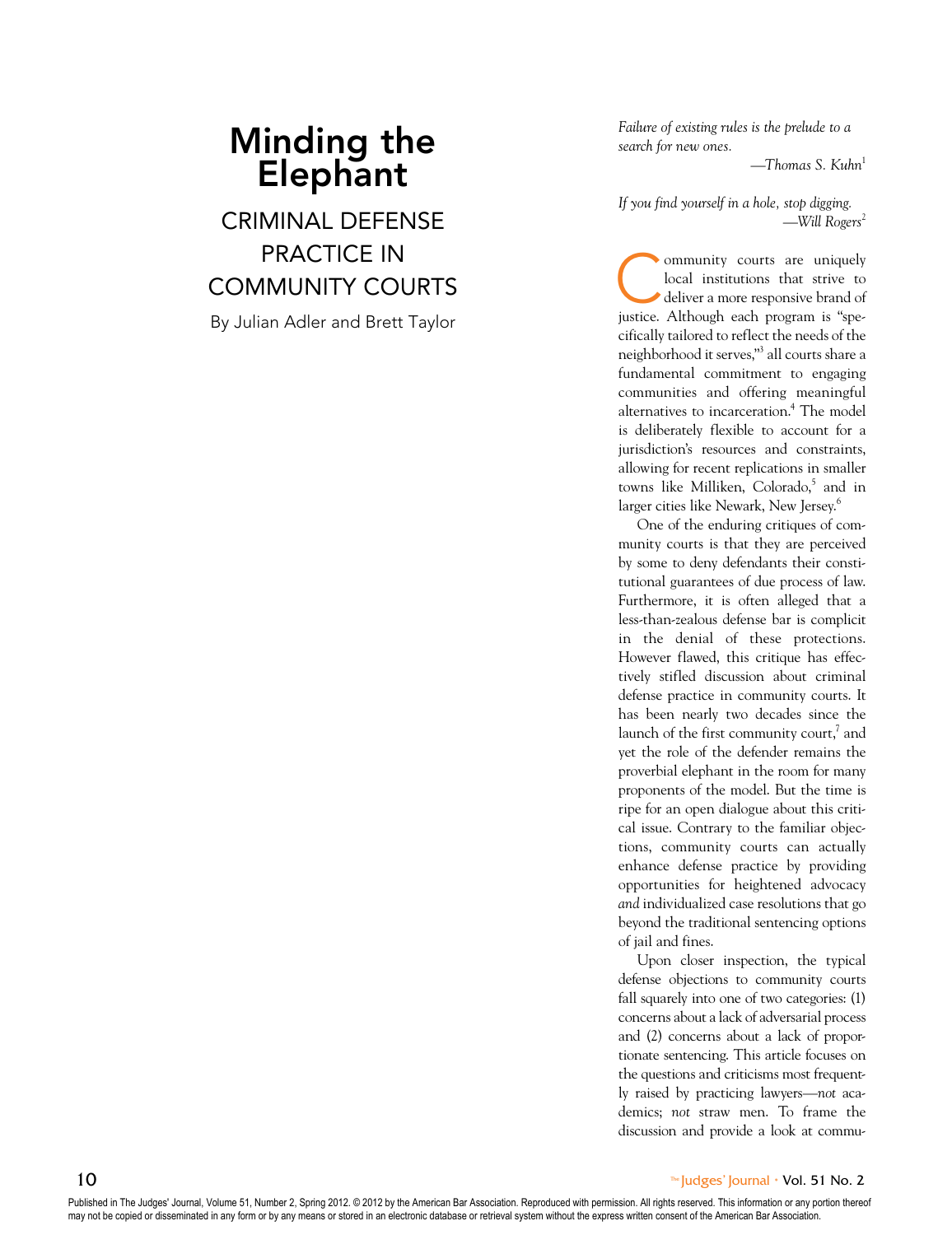# Minding the Elephant

## CRIMINAL DEFENSE PRACTICE IN COMMUNITY COURTS

By Julian Adler and Brett Taylor

*Failure of existing rules is the prelude to a search for new ones.*

—*Thomas S. Kuhn*[1]

*If you find yourself in a hole, stop digging.*

—*Will Rogers*[2]

Community courts are uniquely local institutions that strive to deliver a more responsive brand of justice. Although each program is "specifically tailored to reflect the needs of the neighborhood it serves,"[3] all courts share a fundamental commitment to engaging communities and offering meaningful alternatives to incarceration.[4] The model is deliberately flexible to account for a jurisdiction's resources and constraints, allowing for recent replications in smaller towns like Milliken, Colorado,[5] and in larger cities like Newark, New Jersey.[6]

One of the enduring critiques of community courts is that they are perceived by some to deny defendants their constitutional guarantees of due process of law. Furthermore, it is often alleged that a less-than-zealous defense bar is complicit in the denial of these protections. However flawed, this critique has effectively stifled discussion about criminal defense practice in community courts. It has been nearly two decades since the launch of the first community court,[7] and yet the role of the defender remains the proverbial elephant in the room for many proponents of the model. But the time is ripe for an open dialogue about this critical issue. Contrary to the familiar objections, community courts can actually enhance defense practice by providing opportunities for heightened advocacy *and* individualized case resolutions that go beyond the traditional sentencing options of jail and fines.

Upon closer inspection, the typical defense objections to community courts fall squarely into one of two categories: (1) concerns about a lack of adversarial process and (2) concerns about a lack of proportionate sentencing. This article focuses on the questions and criticisms most frequently raised by practicing lawyers—*not* academics; *not* straw men. To frame the discussion and provide a look at commu-

Published in The Judges' Journal, Volume 51, Number 2, Spring 2012. © 2012 by the American Bar Association. Reproduced with permission. All rights reserved. This information or any portion thereof may not be copied or disseminated in any form or by any means or stored in an electronic database or retrieval system without the express written consent of the American Bar Association.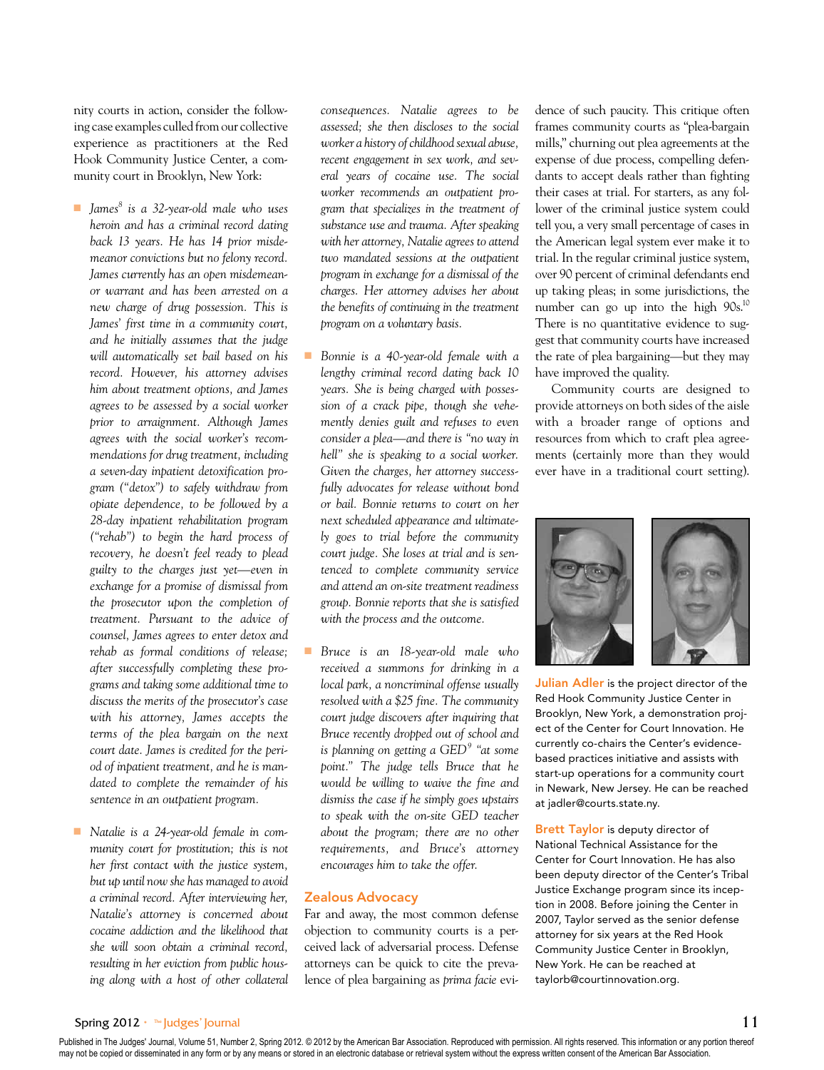nity courts in action, consider the following case examples culled from our collective experience as practitioners at the Red Hook Community Justice Center, a community court in Brooklyn, New York:

- *James*[8] *is a 32-year-old male who uses heroin and has a criminal record dating back 13 years. He has 14 prior misdemeanor convictions but no felony record. James currently has an open misdemeanor warrant and has been arrested on a new charge of drug possession. This is James' first time in a community court, and he initially assumes that the judge will automatically set bail based on his record. However, his attorney advises him about treatment options, and James agrees to be assessed by a social worker prior to arraignment. Although James agrees with the social worker's recommendations for drug treatment, including a seven-day inpatient detoxification program ("detox") to safely withdraw from opiate dependence, to be followed by a 28-day inpatient rehabilitation program ("rehab") to begin the hard process of recovery, he doesn't feel ready to plead guilty to the charges just yet—even in exchange for a promise of dismissal from the prosecutor upon the completion of treatment. Pursuant to the advice of counsel, James agrees to enter detox and rehab as formal conditions of release; after successfully completing these programs and taking some additional time to discuss the merits of the prosecutor's case with his attorney, James accepts the terms of the plea bargain on the next court date. James is credited for the period of inpatient treatment, and he is mandated to complete the remainder of his sentence in an outpatient program.*

- *Natalie is a 24-year-old female in community court for prostitution; this is not her first contact with the justice system, but up until now she has managed to avoid a criminal record. After interviewing her, Natalie's attorney is concerned about cocaine addiction and the likelihood that she will soon obtain a criminal record, resulting in her eviction from public housing along with a host of other collateral consequences. Natalie agrees to be assessed; she then discloses to the social worker a history of childhood sexual abuse, recent engagement in sex work, and several years of cocaine use. The social worker recommends an outpatient program that specializes in the treatment of substance use and trauma. After speaking with her attorney, Natalie agrees to attend two mandated sessions at the outpatient program in exchange for a dismissal of the charges. Her attorney advises her about the benefits of continuing in the treatment program on a voluntary basis.*

- *Bonnie is a 40-year-old female with a lengthy criminal record dating back 10 years. She is being charged with possession of a crack pipe, though she vehemently denies guilt and refuses to even consider a plea—and there is "no way in hell" she is speaking to a social worker. Given the charges, her attorney successfully advocates for release without bond or bail. Bonnie returns to court on her next scheduled appearance and ultimately goes to trial before the community court judge. She loses at trial and is sentenced to complete community service and attend an on-site treatment readiness group. Bonnie reports that she is satisfied with the process and the outcome.*

- *Bruce is an 18-year-old male who received a summons for drinking in a local park, a noncriminal offense usually resolved with a $25 fine. The community court judge discovers after inquiring that Bruce recently dropped out of school and is planning on getting a GED*[9] *"at some point." The judge tells Bruce that he would be willing to waive the fine and dismiss the case if he simply goes upstairs to speak with the on-site GED teacher about the program; there are no other requirements, and Bruce's attorney encourages him to take the offer.*

## Zealous Advocacy

Far and away, the most common defense objection to community courts is a perceived lack of adversarial process. Defense attorneys can be quick to cite the prevalence of plea bargaining as *prima facie* evidence of such paucity. This critique often frames community courts as "plea-bargain mills," churning out plea agreements at the expense of due process, compelling defendants to accept deals rather than fighting their cases at trial. For starters, as any follower of the criminal justice system could tell you, a very small percentage of cases in the American legal system ever make it to trial. In the regular criminal justice system, over 90 percent of criminal defendants end up taking pleas; in some jurisdictions, the number can go up into the high 90s.[10] There is no quantitative evidence to suggest that community courts have increased the rate of plea bargaining—but they may have improved the quality.

Community courts are designed to provide attorneys on both sides of the aisle with a broader range of options and resources from which to craft plea agreements (certainly more than they would ever have in a traditional court setting).

**Julian Adler** is the project director of the Red Hook Community Justice Center in Brooklyn, New York, a demonstration project of the Center for Court Innovation. He currently co-chairs the Center's evidence-based practices initiative and assists with start-up operations for a community court in Newark, New Jersey. He can be reached at jadler@courts.state.ny.

**Brett Taylor** is deputy director of National Technical Assistance for the Center for Court Innovation. He has also been deputy director of the Center's Tribal Justice Exchange program since its inception in 2008. Before joining the Center in 2007, Taylor served as the senior defense attorney for six years at the Red Hook Community Justice Center in Brooklyn, New York. He can be reached at taylorb@courtinnovation.org.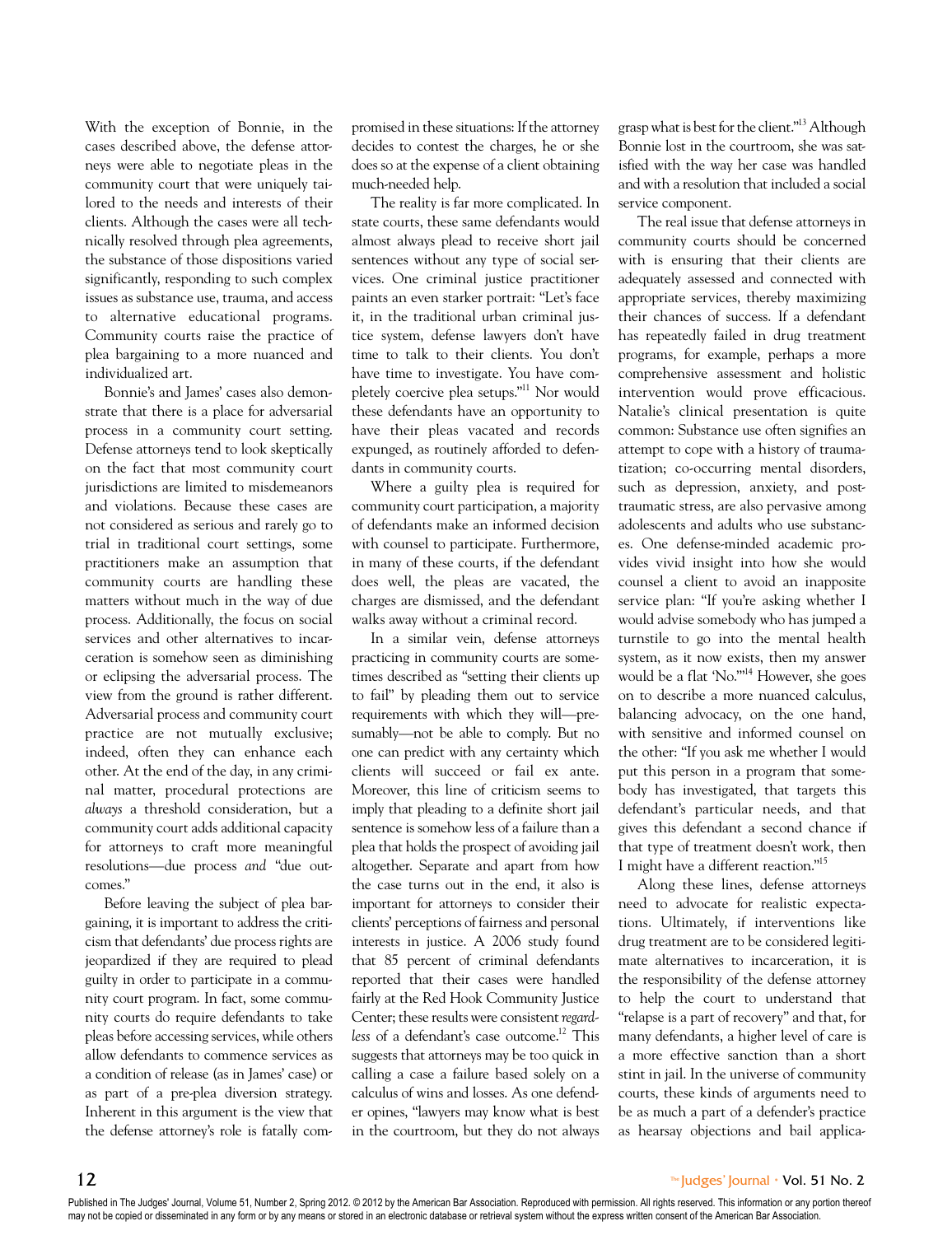With the exception of Bonnie, in the cases described above, the defense attorneys were able to negotiate pleas in the community court that were uniquely tailored to the needs and interests of their clients. Although the cases were all technically resolved through plea agreements, the substance of those dispositions varied significantly, responding to such complex issues as substance use, trauma, and access to alternative educational programs. Community courts raise the practice of plea bargaining to a more nuanced and individualized art.

Bonnie's and James' cases also demonstrate that there is a place for adversarial process in a community court setting. Defense attorneys tend to look skeptically on the fact that most community court jurisdictions are limited to misdemeanors and violations. Because these cases are not considered as serious and rarely go to trial in traditional court settings, some practitioners make an assumption that community courts are handling these matters without much in the way of due process. Additionally, the focus on social services and other alternatives to incarceration is somehow seen as diminishing or eclipsing the adversarial process. The view from the ground is rather different. Adversarial process and community court practice are not mutually exclusive; indeed, often they can enhance each other. At the end of the day, in any criminal matter, procedural protections are *always* a threshold consideration, but a community court adds additional capacity for attorneys to craft more meaningful resolutions—due process *and* "due outcomes."

Before leaving the subject of plea bargaining, it is important to address the criticism that defendants' due process rights are jeopardized if they are required to plead guilty in order to participate in a community court program. In fact, some community courts do require defendants to take pleas before accessing services, while others allow defendants to commence services as a condition of release (as in James' case) or as part of a pre-plea diversion strategy. Inherent in this argument is the view that the defense attorney's role is fatally compromised in these situations: If the attorney decides to contest the charges, he or she does so at the expense of a client obtaining much-needed help.

The reality is far more complicated. In state courts, these same defendants would almost always plead to receive short jail sentences without any type of social services. One criminal justice practitioner paints an even starker portrait: "Let's face it, in the traditional urban criminal justice system, defense lawyers don't have time to talk to their clients. You don't have time to investigate. You have completely coercive plea setups."[11] Nor would these defendants have an opportunity to have their pleas vacated and records expunged, as routinely afforded to defendants in community courts.

Where a guilty plea is required for community court participation, a majority of defendants make an informed decision with counsel to participate. Furthermore, in many of these courts, if the defendant does well, the pleas are vacated, the charges are dismissed, and the defendant walks away without a criminal record.

In a similar vein, defense attorneys practicing in community courts are sometimes described as "setting their clients up to fail" by pleading them out to service requirements with which they will—presumably—not be able to comply. But no one can predict with any certainty which clients will succeed or fail ex ante. Moreover, this line of criticism seems to imply that pleading to a definite short jail sentence is somehow less of a failure than a plea that holds the prospect of avoiding jail altogether. Separate and apart from how the case turns out in the end, it also is important for attorneys to consider their clients' perceptions of fairness and personal interests in justice. A 2006 study found that 85 percent of criminal defendants reported that their cases were handled fairly at the Red Hook Community Justice Center; these results were consistent *regardless* of a defendant's case outcome.[12] This suggests that attorneys may be too quick in calling a case a failure based solely on a calculus of wins and losses. As one defender opines, "lawyers may know what is best in the courtroom, but they do not always grasp what is best for the client."[13] Although Bonnie lost in the courtroom, she was satisfied with the way her case was handled and with a resolution that included a social service component.

The real issue that defense attorneys in community courts should be concerned with is ensuring that their clients are adequately assessed and connected with appropriate services, thereby maximizing their chances of success. If a defendant has repeatedly failed in drug treatment programs, for example, perhaps a more comprehensive assessment and holistic intervention would prove efficacious. Natalie's clinical presentation is quite common: Substance use often signifies an attempt to cope with a history of traumatization; co-occurring mental disorders, such as depression, anxiety, and posttraumatic stress, are also pervasive among adolescents and adults who use substances. One defense-minded academic provides vivid insight into how she would counsel a client to avoid an inapposite service plan: "If you're asking whether I would advise somebody who has jumped a turnstile to go into the mental health system, as it now exists, then my answer would be a flat 'No.'"[14] However, she goes on to describe a more nuanced calculus, balancing advocacy, on the one hand, with sensitive and informed counsel on the other: "If you ask me whether I would put this person in a program that somebody has investigated, that targets this defendant's particular needs, and that gives this defendant a second chance if that type of treatment doesn't work, then I might have a different reaction."[15]

Along these lines, defense attorneys need to advocate for realistic expectations. Ultimately, if interventions like drug treatment are to be considered legitimate alternatives to incarceration, it is the responsibility of the defense attorney to help the court to understand that "relapse is a part of recovery" and that, for many defendants, a higher level of care is a more effective sanction than a short stint in jail. In the universe of community courts, these kinds of arguments need to be as much a part of a defender's practice as hearsay objections and bail applica-

Published in The Judges' Journal, Volume 51, Number 2, Spring 2012. © 2012 by the American Bar Association. Reproduced with permission. All rights reserved. This information or any portion thereof may not be copied or disseminated in any form or by any means or stored in an electronic database or retrieval system without the express written consent of the American Bar Association.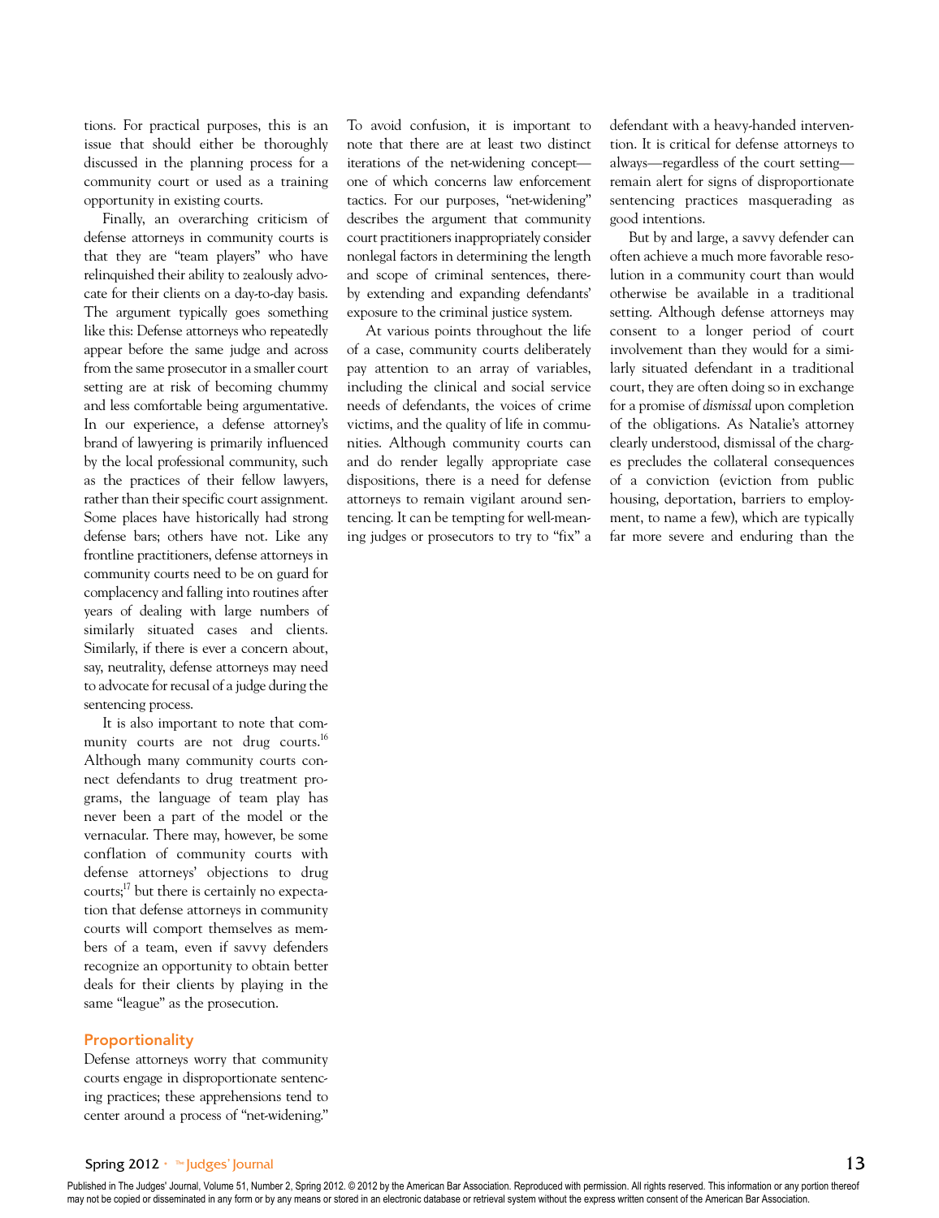tions. For practical purposes, this is an issue that should either be thoroughly discussed in the planning process for a community court or used as a training opportunity in existing courts.

Finally, an overarching criticism of defense attorneys in community courts is that they are "team players" who have relinquished their ability to zealously advocate for their clients on a day-to-day basis. The argument typically goes something like this: Defense attorneys who repeatedly appear before the same judge and across from the same prosecutor in a smaller court setting are at risk of becoming chummy and less comfortable being argumentative. In our experience, a defense attorney's brand of lawyering is primarily influenced by the local professional community, such as the practices of their fellow lawyers, rather than their specific court assignment. Some places have historically had strong defense bars; others have not. Like any frontline practitioners, defense attorneys in community courts need to be on guard for complacency and falling into routines after years of dealing with large numbers of similarly situated cases and clients. Similarly, if there is ever a concern about, say, neutrality, defense attorneys may need to advocate for recusal of a judge during the sentencing process.

It is also important to note that community courts are not drug courts.[16] Although many community courts connect defendants to drug treatment programs, the language of team play has never been a part of the model or the vernacular. There may, however, be some conflation of community courts with defense attorneys' objections to drug courts;[17] but there is certainly no expectation that defense attorneys in community courts will comport themselves as members of a team, even if savvy defenders recognize an opportunity to obtain better deals for their clients by playing in the same "league" as the prosecution.

## Proportionality

Defense attorneys worry that community courts engage in disproportionate sentencing practices; these apprehensions tend to center around a process of "net-widening." To avoid confusion, it is important to note that there are at least two distinct iterations of the net-widening concept—one of which concerns law enforcement tactics. For our purposes, "net-widening" describes the argument that community court practitioners inappropriately consider nonlegal factors in determining the length and scope of criminal sentences, thereby extending and expanding defendants' exposure to the criminal justice system.

At various points throughout the life of a case, community courts deliberately pay attention to an array of variables, including the clinical and social service needs of defendants, the voices of crime victims, and the quality of life in communities. Although community courts can and do render legally appropriate case dispositions, there is a need for defense attorneys to remain vigilant around sentencing. It can be tempting for well-meaning judges or prosecutors to try to "fix" a defendant with a heavy-handed intervention. It is critical for defense attorneys to always—regardless of the court setting—remain alert for signs of disproportionate sentencing practices masquerading as good intentions.

But by and large, a savvy defender can often achieve a much more favorable resolution in a community court than would otherwise be available in a traditional setting. Although defense attorneys may consent to a longer period of court involvement than they would for a similarly situated defendant in a traditional court, they are often doing so in exchange for a promise of *dismissal* upon completion of the obligations. As Natalie's attorney clearly understood, dismissal of the charges precludes the collateral consequences of a conviction (eviction from public housing, deportation, barriers to employment, to name a few), which are typically far more severe and enduring than the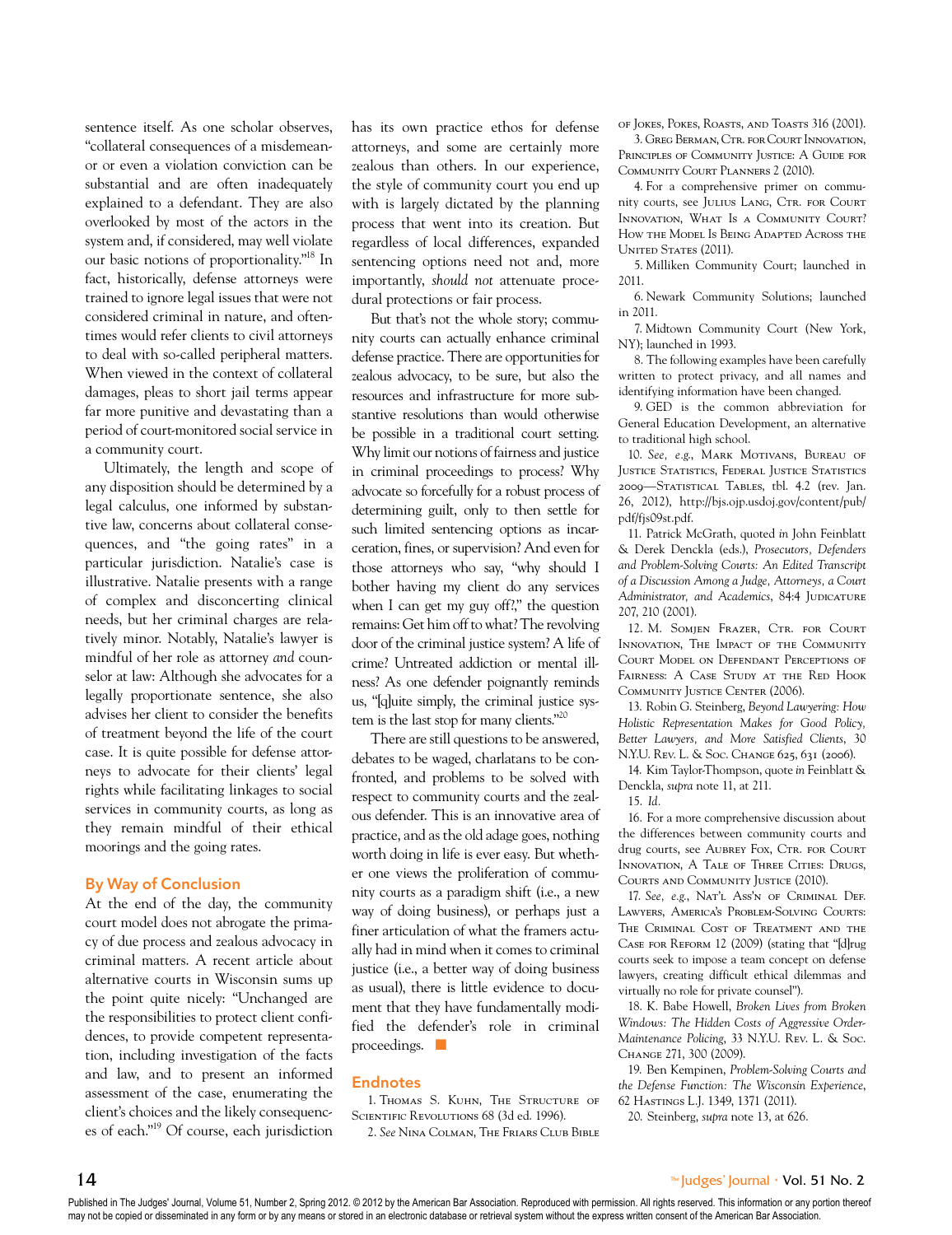sentence itself. As one scholar observes, "collateral consequences of a misdemeanor or even a violation conviction can be substantial and are often inadequately explained to a defendant. They are also overlooked by most of the actors in the system and, if considered, may well violate our basic notions of proportionality."[18] In fact, historically, defense attorneys were trained to ignore legal issues that were not considered criminal in nature, and oftentimes would refer clients to civil attorneys to deal with so-called peripheral matters. When viewed in the context of collateral damages, pleas to short jail terms appear far more punitive and devastating than a period of court-monitored social service in a community court.

Ultimately, the length and scope of any disposition should be determined by a legal calculus, one informed by substantive law, concerns about collateral consequences, and "the going rates" in a particular jurisdiction. Natalie's case is illustrative. Natalie presents with a range of complex and disconcerting clinical needs, but her criminal charges are relatively minor. Notably, Natalie's lawyer is mindful of her role as attorney *and* counselor at law: Although she advocates for a legally proportionate sentence, she also advises her client to consider the benefits of treatment beyond the life of the court case. It is quite possible for defense attorneys to advocate for their clients' legal rights while facilitating linkages to social services in community courts, as long as they remain mindful of their ethical moorings and the going rates.

## By Way of Conclusion

At the end of the day, the community court model does not abrogate the primacy of due process and zealous advocacy in criminal matters. A recent article about alternative courts in Wisconsin sums up the point quite nicely: "Unchanged are the responsibilities to protect client confidences, to provide competent representation, including investigation of the facts and law, and to present an informed assessment of the case, enumerating the client's choices and the likely consequences of each."[19] Of course, each jurisdiction has its own practice ethos for defense attorneys, and some are certainly more zealous than others. In our experience, the style of community court you end up with is largely dictated by the planning process that went into its creation. But regardless of local differences, expanded sentencing options need not and, more importantly, *should not* attenuate procedural protections or fair process.

But that's not the whole story; community courts can actually enhance criminal defense practice. There are opportunities for zealous advocacy, to be sure, but also the resources and infrastructure for more substantive resolutions than would otherwise be possible in a traditional court setting. Why limit our notions of fairness and justice in criminal proceedings to process? Why advocate so forcefully for a robust process of determining guilt, only to then settle for such limited sentencing options as incarceration, fines, or supervision? And even for those attorneys who say, "why should I bother having my client do any services when I can get my guy off?," the question remains: Get him off to what? The revolving door of the criminal justice system? A life of crime? Untreated addiction or mental illness? As one defender poignantly reminds us, "[q]uite simply, the criminal justice system is the last stop for many clients."[20]

There are still questions to be answered, debates to be waged, charlatans to be confronted, and problems to be solved with respect to community courts and the zealous defender. This is an innovative area of practice, and as the old adage goes, nothing worth doing in life is ever easy. But whether one views the proliferation of community courts as a paradigm shift (i.e., a new way of doing business), or perhaps just a finer articulation of what the framers actually had in mind when it comes to criminal justice (i.e., a better way of doing business as usual), there is little evidence to document that they have fundamentally modified the defender's role in criminal proceedings. ■

## Endnotes

1. Thomas S. Kuhn, The Structure of Scientific Revolutions 68 (3d ed. 1996).
2. *See* Nina Colman, The Friars Club Bible of Jokes, Pokes, Roasts, and Toasts 316 (2001).
3. Greg Berman, Ctr. for Court Innovation, Principles of Community Justice: A Guide for Community Court Planners 2 (2010).
4. For a comprehensive primer on community courts, see Julius Lang, Ctr. for Court Innovation, What Is a Community Court? How the Model Is Being Adapted Across the United States (2011).
5. Milliken Community Court; launched in 2011.
6. Newark Community Solutions; launched in 2011.
7. Midtown Community Court (New York, NY); launched in 1993.
8. The following examples have been carefully written to protect privacy, and all names and identifying information have been changed.
9. GED is the common abbreviation for General Education Development, an alternative to traditional high school.
10. *See, e.g.*, Mark Motivans, Bureau of Justice Statistics, Federal Justice Statistics 2009—Statistical Tables, tbl. 4.2 (rev. Jan. 26, 2012), http://bjs.ojp.usdoj.gov/content/pub/pdf/fjs09st.pdf.
11. Patrick McGrath, quoted *in* John Feinblatt & Derek Denckla (eds.), *Prosecutors, Defenders and Problem-Solving Courts: An Edited Transcript of a Discussion Among a Judge, Attorneys, a Court Administrator, and Academics*, 84:4 Judicature 207, 210 (2001).
12. M. Somjen Frazer, Ctr. for Court Innovation, The Impact of the Community Court Model on Defendant Perceptions of Fairness: A Case Study at the Red Hook Community Justice Center (2006).
13. Robin G. Steinberg, *Beyond Lawyering: How Holistic Representation Makes for Good Policy, Better Lawyers, and More Satisfied Clients*, 30 N.Y.U. Rev. L. & Soc. Change 625, 631 (2006).
14. Kim Taylor-Thompson, quote *in* Feinblatt & Denckla, *supra* note 11, at 211.
15. *Id.*
16. For a more comprehensive discussion about the differences between community courts and drug courts, see Aubrey Fox, Ctr. for Court Innovation, A Tale of Three Cities: Drugs, Courts and Community Justice (2010).
17. *See, e.g.*, Nat'l Ass'n of Criminal Def. Lawyers, America's Problem-Solving Courts: The Criminal Cost of Treatment and the Case for Reform 12 (2009) (stating that "[d]rug courts seek to impose a team concept on defense lawyers, creating difficult ethical dilemmas and virtually no role for private counsel").
18. K. Babe Howell, *Broken Lives from Broken Windows: The Hidden Costs of Aggressive Order-Maintenance Policing*, 33 N.Y.U. Rev. L. & Soc. Change 271, 300 (2009).
19. Ben Kempinen, *Problem-Solving Courts and the Defense Function: The Wisconsin Experience*, 62 Hastings L.J. 1349, 1371 (2011).
20. Steinberg, *supra* note 13, at 626.

Published in The Judges' Journal, Volume 51, Number 2, Spring 2012. © 2012 by the American Bar Association. Reproduced with permission. All rights reserved. This information or any portion thereof may not be copied or disseminated in any form or by any means or stored in an electronic database or retrieval system without the express written consent of the American Bar Association.